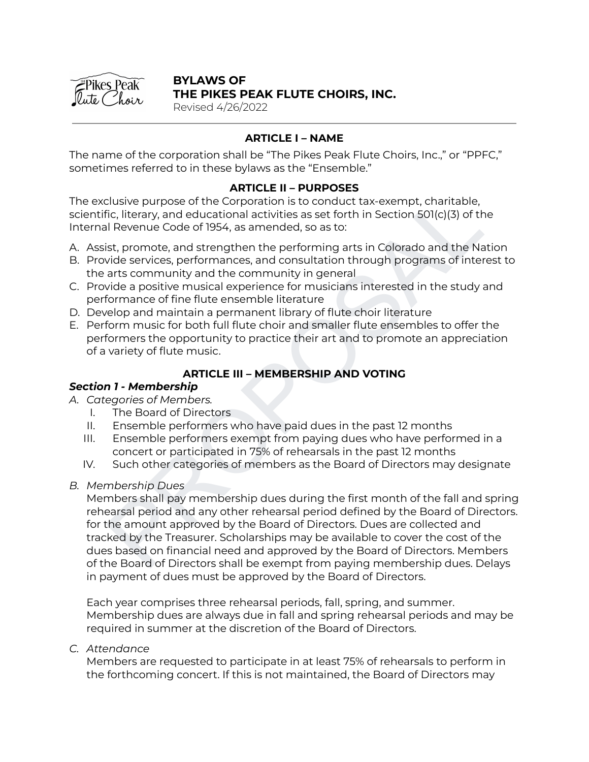# BYLAWS OF THE PIKES PEAK FLUTE CHOIRS, INC.

Revised 4/26/2022

## ARTICLE I – NAME

The name of the corporation shall be "The Pikes Peak Flute Choirs, Inc.," or "PPFC," sometimes referred to in these bylaws as the "Ensemble."

## ARTICLE II – PURPOSES

The exclusive purpose of the Corporation is to conduct tax-exempt, charitable, scientific, literary, and educational activities as set forth in Section 501(c)(3) of the Internal Revenue Code of 1954, as amended, so as to:

A. Assist, promote, and strengthen the performing arts in Colorado and the Nation
B. Provide services, performances, and consultation through programs of interest to the arts community and the community in general
C. Provide a positive musical experience for musicians interested in the study and performance of fine flute ensemble literature
D. Develop and maintain a permanent library of flute choir literature
E. Perform music for both full flute choir and smaller flute ensembles to offer the performers the opportunity to practice their art and to promote an appreciation of a variety of flute music.

## ARTICLE III – MEMBERSHIP AND VOTING

### *Section 1 - Membership*

*A. Categories of Members.*

I. The Board of Directors
II. Ensemble performers who have paid dues in the past 12 months
III. Ensemble performers exempt from paying dues who have performed in a concert or participated in 75% of rehearsals in the past 12 months
IV. Such other categories of members as the Board of Directors may designate

*B. Membership Dues*

Members shall pay membership dues during the first month of the fall and spring rehearsal period and any other rehearsal period defined by the Board of Directors. for the amount approved by the Board of Directors. Dues are collected and tracked by the Treasurer. Scholarships may be available to cover the cost of the dues based on financial need and approved by the Board of Directors. Members of the Board of Directors shall be exempt from paying membership dues. Delays in payment of dues must be approved by the Board of Directors.

Each year comprises three rehearsal periods, fall, spring, and summer. Membership dues are always due in fall and spring rehearsal periods and may be required in summer at the discretion of the Board of Directors.

*C. Attendance*

Members are requested to participate in at least 75% of rehearsals to perform in the forthcoming concert. If this is not maintained, the Board of Directors may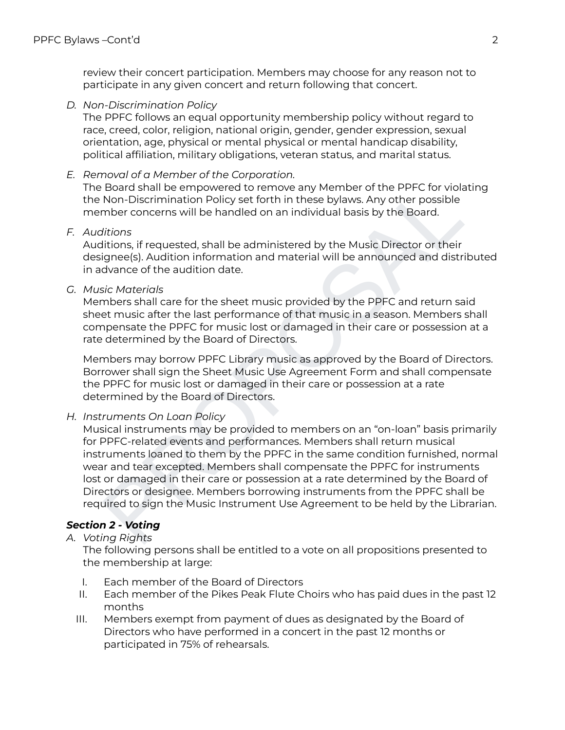review their concert participation. Members may choose for any reason not to participate in any given concert and return following that concert.

D. *Non-Discrimination Policy*
The PPFC follows an equal opportunity membership policy without regard to race, creed, color, religion, national origin, gender, gender expression, sexual orientation, age, physical or mental physical or mental handicap disability, political affiliation, military obligations, veteran status, and marital status.

E. *Removal of a Member of the Corporation.*
The Board shall be empowered to remove any Member of the PPFC for violating the Non-Discrimination Policy set forth in these bylaws. Any other possible member concerns will be handled on an individual basis by the Board.

F. *Auditions*
Auditions, if requested, shall be administered by the Music Director or their designee(s). Audition information and material will be announced and distributed in advance of the audition date.

G. *Music Materials*
Members shall care for the sheet music provided by the PPFC and return said sheet music after the last performance of that music in a season. Members shall compensate the PPFC for music lost or damaged in their care or possession at a rate determined by the Board of Directors.

Members may borrow PPFC Library music as approved by the Board of Directors. Borrower shall sign the Sheet Music Use Agreement Form and shall compensate the PPFC for music lost or damaged in their care or possession at a rate determined by the Board of Directors.

H. *Instruments On Loan Policy*
Musical instruments may be provided to members on an "on-loan" basis primarily for PPFC-related events and performances. Members shall return musical instruments loaned to them by the PPFC in the same condition furnished, normal wear and tear excepted. Members shall compensate the PPFC for instruments lost or damaged in their care or possession at a rate determined by the Board of Directors or designee. Members borrowing instruments from the PPFC shall be required to sign the Music Instrument Use Agreement to be held by the Librarian.

### *Section 2 - Voting*

A. *Voting Rights*
The following persons shall be entitled to a vote on all propositions presented to the membership at large:

I. Each member of the Board of Directors
II. Each member of the Pikes Peak Flute Choirs who has paid dues in the past 12 months
III. Members exempt from payment of dues as designated by the Board of Directors who have performed in a concert in the past 12 months or participated in 75% of rehearsals.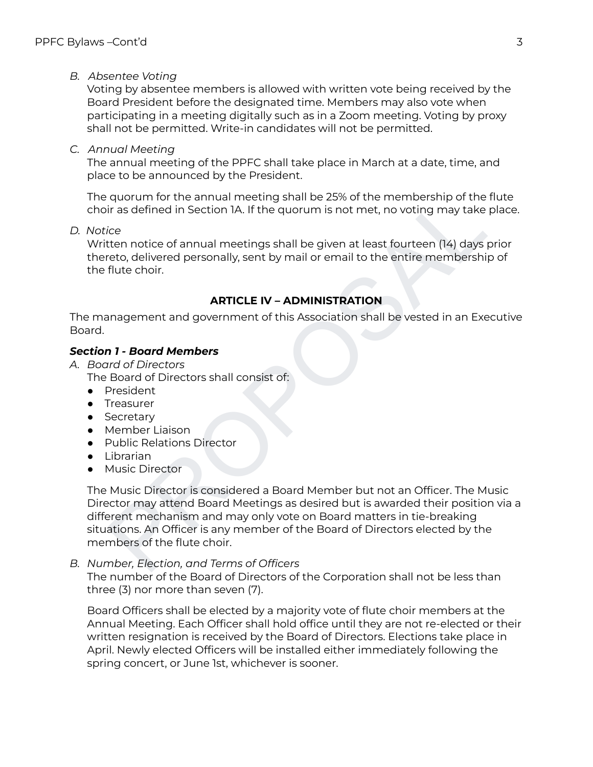*B. Absentee Voting*

Voting by absentee members is allowed with written vote being received by the Board President before the designated time. Members may also vote when participating in a meeting digitally such as in a Zoom meeting. Voting by proxy shall not be permitted. Write-in candidates will not be permitted.

*C. Annual Meeting*

The annual meeting of the PPFC shall take place in March at a date, time, and place to be announced by the President.

The quorum for the annual meeting shall be 25% of the membership of the flute choir as defined in Section 1A. If the quorum is not met, no voting may take place.

*D. Notice*

Written notice of annual meetings shall be given at least fourteen (14) days prior thereto, delivered personally, sent by mail or email to the entire membership of the flute choir.

## ARTICLE IV – ADMINISTRATION

The management and government of this Association shall be vested in an Executive Board.

### *Section 1 - Board Members*

*A. Board of Directors*

The Board of Directors shall consist of:

- President
- Treasurer
- Secretary
- Member Liaison
- Public Relations Director
- Librarian
- Music Director

The Music Director is considered a Board Member but not an Officer. The Music Director may attend Board Meetings as desired but is awarded their position via a different mechanism and may only vote on Board matters in tie-breaking situations. An Officer is any member of the Board of Directors elected by the members of the flute choir.

*B. Number, Election, and Terms of Officers*

The number of the Board of Directors of the Corporation shall not be less than three (3) nor more than seven (7).

Board Officers shall be elected by a majority vote of flute choir members at the Annual Meeting. Each Officer shall hold office until they are not re-elected or their written resignation is received by the Board of Directors. Elections take place in April. Newly elected Officers will be installed either immediately following the spring concert, or June 1st, whichever is sooner.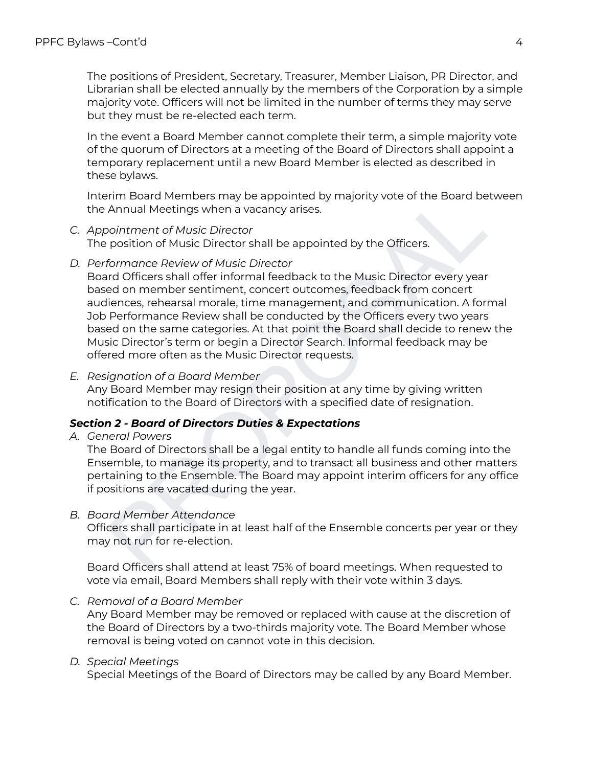The positions of President, Secretary, Treasurer, Member Liaison, PR Director, and Librarian shall be elected annually by the members of the Corporation by a simple majority vote. Officers will not be limited in the number of terms they may serve but they must be re-elected each term.

In the event a Board Member cannot complete their term, a simple majority vote of the quorum of Directors at a meeting of the Board of Directors shall appoint a temporary replacement until a new Board Member is elected as described in these bylaws.

Interim Board Members may be appointed by majority vote of the Board between the Annual Meetings when a vacancy arises.

C. *Appointment of Music Director*
The position of Music Director shall be appointed by the Officers.

D. *Performance Review of Music Director*
Board Officers shall offer informal feedback to the Music Director every year based on member sentiment, concert outcomes, feedback from concert audiences, rehearsal morale, time management, and communication. A formal Job Performance Review shall be conducted by the Officers every two years based on the same categories. At that point the Board shall decide to renew the Music Director's term or begin a Director Search. Informal feedback may be offered more often as the Music Director requests.

E. *Resignation of a Board Member*
Any Board Member may resign their position at any time by giving written notification to the Board of Directors with a specified date of resignation.

### *Section 2 - Board of Directors Duties & Expectations*

A. *General Powers*
The Board of Directors shall be a legal entity to handle all funds coming into the Ensemble, to manage its property, and to transact all business and other matters pertaining to the Ensemble. The Board may appoint interim officers for any office if positions are vacated during the year.

B. *Board Member Attendance*
Officers shall participate in at least half of the Ensemble concerts per year or they may not run for re-election.

Board Officers shall attend at least 75% of board meetings. When requested to vote via email, Board Members shall reply with their vote within 3 days.

C. *Removal of a Board Member*
Any Board Member may be removed or replaced with cause at the discretion of the Board of Directors by a two-thirds majority vote. The Board Member whose removal is being voted on cannot vote in this decision.

D. *Special Meetings*
Special Meetings of the Board of Directors may be called by any Board Member.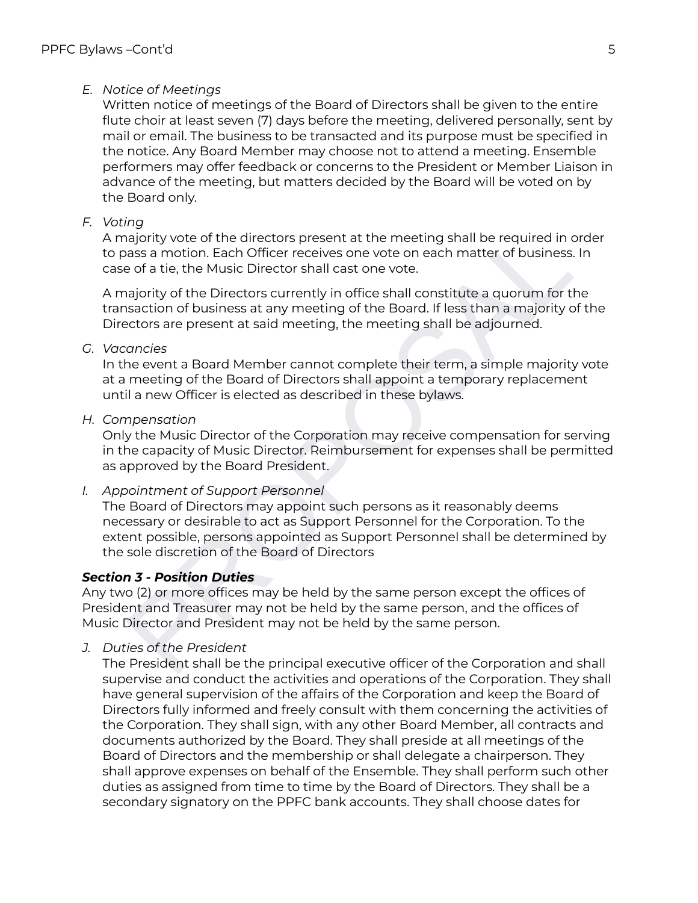*E. Notice of Meetings*

Written notice of meetings of the Board of Directors shall be given to the entire flute choir at least seven (7) days before the meeting, delivered personally, sent by mail or email. The business to be transacted and its purpose must be specified in the notice. Any Board Member may choose not to attend a meeting. Ensemble performers may offer feedback or concerns to the President or Member Liaison in advance of the meeting, but matters decided by the Board will be voted on by the Board only.

*F. Voting*

A majority vote of the directors present at the meeting shall be required in order to pass a motion. Each Officer receives one vote on each matter of business. In case of a tie, the Music Director shall cast one vote.

A majority of the Directors currently in office shall constitute a quorum for the transaction of business at any meeting of the Board. If less than a majority of the Directors are present at said meeting, the meeting shall be adjourned.

*G. Vacancies*

In the event a Board Member cannot complete their term, a simple majority vote at a meeting of the Board of Directors shall appoint a temporary replacement until a new Officer is elected as described in these bylaws.

*H. Compensation*

Only the Music Director of the Corporation may receive compensation for serving in the capacity of Music Director. Reimbursement for expenses shall be permitted as approved by the Board President.

*I. Appointment of Support Personnel*

The Board of Directors may appoint such persons as it reasonably deems necessary or desirable to act as Support Personnel for the Corporation. To the extent possible, persons appointed as Support Personnel shall be determined by the sole discretion of the Board of Directors

***Section 3 - Position Duties***

Any two (2) or more offices may be held by the same person except the offices of President and Treasurer may not be held by the same person, and the offices of Music Director and President may not be held by the same person.

*J. Duties of the President*

The President shall be the principal executive officer of the Corporation and shall supervise and conduct the activities and operations of the Corporation. They shall have general supervision of the affairs of the Corporation and keep the Board of Directors fully informed and freely consult with them concerning the activities of the Corporation. They shall sign, with any other Board Member, all contracts and documents authorized by the Board. They shall preside at all meetings of the Board of Directors and the membership or shall delegate a chairperson. They shall approve expenses on behalf of the Ensemble. They shall perform such other duties as assigned from time to time by the Board of Directors. They shall be a secondary signatory on the PPFC bank accounts. They shall choose dates for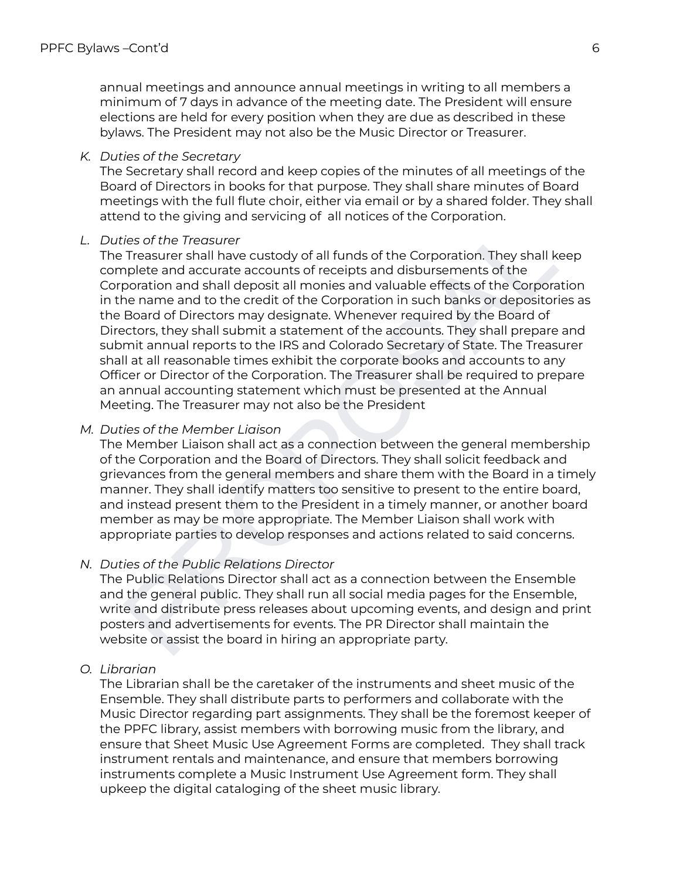annual meetings and announce annual meetings in writing to all members a minimum of 7 days in advance of the meeting date. The President will ensure elections are held for every position when they are due as described in these bylaws. The President may not also be the Music Director or Treasurer.

K. *Duties of the Secretary*
   The Secretary shall record and keep copies of the minutes of all meetings of the Board of Directors in books for that purpose. They shall share minutes of Board meetings with the full flute choir, either via email or by a shared folder. They shall attend to the giving and servicing of all notices of the Corporation.

L. *Duties of the Treasurer*
   The Treasurer shall have custody of all funds of the Corporation. They shall keep complete and accurate accounts of receipts and disbursements of the Corporation and shall deposit all monies and valuable effects of the Corporation in the name and to the credit of the Corporation in such banks or depositories as the Board of Directors may designate. Whenever required by the Board of Directors, they shall submit a statement of the accounts. They shall prepare and submit annual reports to the IRS and Colorado Secretary of State. The Treasurer shall at all reasonable times exhibit the corporate books and accounts to any Officer or Director of the Corporation. The Treasurer shall be required to prepare an annual accounting statement which must be presented at the Annual Meeting. The Treasurer may not also be the President

M. *Duties of the Member Liaison*
   The Member Liaison shall act as a connection between the general membership of the Corporation and the Board of Directors. They shall solicit feedback and grievances from the general members and share them with the Board in a timely manner. They shall identify matters too sensitive to present to the entire board, and instead present them to the President in a timely manner, or another board member as may be more appropriate. The Member Liaison shall work with appropriate parties to develop responses and actions related to said concerns.

N. *Duties of the Public Relations Director*
   The Public Relations Director shall act as a connection between the Ensemble and the general public. They shall run all social media pages for the Ensemble, write and distribute press releases about upcoming events, and design and print posters and advertisements for events. The PR Director shall maintain the website or assist the board in hiring an appropriate party.

O. *Librarian*
   The Librarian shall be the caretaker of the instruments and sheet music of the Ensemble. They shall distribute parts to performers and collaborate with the Music Director regarding part assignments. They shall be the foremost keeper of the PPFC library, assist members with borrowing music from the library, and ensure that Sheet Music Use Agreement Forms are completed. They shall track instrument rentals and maintenance, and ensure that members borrowing instruments complete a Music Instrument Use Agreement form. They shall upkeep the digital cataloging of the sheet music library.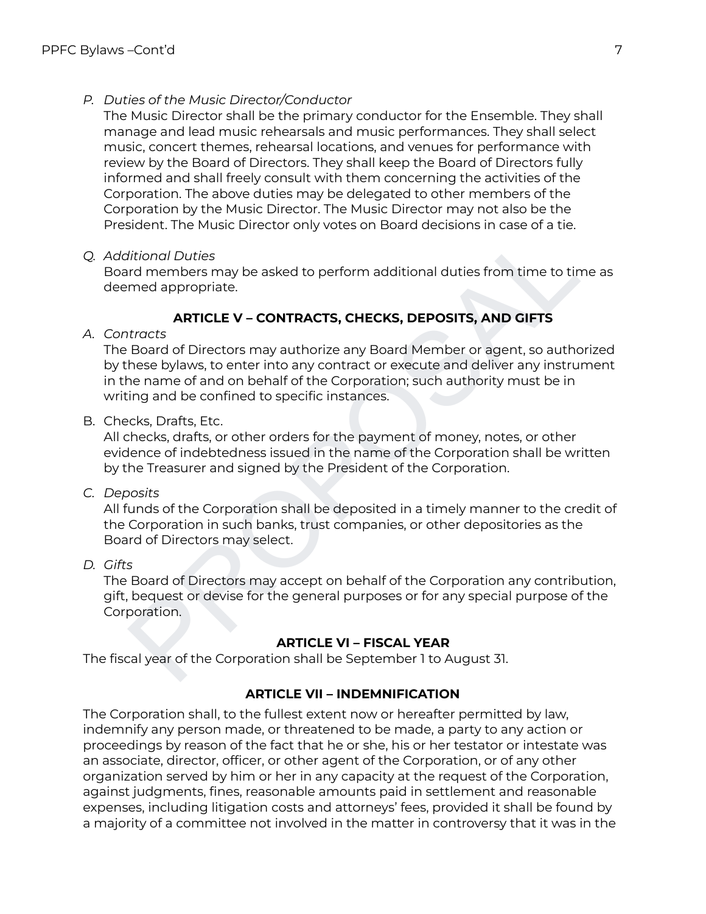*P. Duties of the Music Director/Conductor*

The Music Director shall be the primary conductor for the Ensemble. They shall manage and lead music rehearsals and music performances. They shall select music, concert themes, rehearsal locations, and venues for performance with review by the Board of Directors. They shall keep the Board of Directors fully informed and shall freely consult with them concerning the activities of the Corporation. The above duties may be delegated to other members of the Corporation by the Music Director. The Music Director may not also be the President. The Music Director only votes on Board decisions in case of a tie.

*Q. Additional Duties*

Board members may be asked to perform additional duties from time to time as deemed appropriate.

## ARTICLE V – CONTRACTS, CHECKS, DEPOSITS, AND GIFTS

*A. Contracts*

The Board of Directors may authorize any Board Member or agent, so authorized by these bylaws, to enter into any contract or execute and deliver any instrument in the name of and on behalf of the Corporation; such authority must be in writing and be confined to specific instances.

B. Checks, Drafts, Etc.

All checks, drafts, or other orders for the payment of money, notes, or other evidence of indebtedness issued in the name of the Corporation shall be written by the Treasurer and signed by the President of the Corporation.

*C. Deposits*

All funds of the Corporation shall be deposited in a timely manner to the credit of the Corporation in such banks, trust companies, or other depositories as the Board of Directors may select.

*D. Gifts*

The Board of Directors may accept on behalf of the Corporation any contribution, gift, bequest or devise for the general purposes or for any special purpose of the Corporation.

## ARTICLE VI – FISCAL YEAR

The fiscal year of the Corporation shall be September 1 to August 31.

## ARTICLE VII – INDEMNIFICATION

The Corporation shall, to the fullest extent now or hereafter permitted by law, indemnify any person made, or threatened to be made, a party to any action or proceedings by reason of the fact that he or she, his or her testator or intestate was an associate, director, officer, or other agent of the Corporation, or of any other organization served by him or her in any capacity at the request of the Corporation, against judgments, fines, reasonable amounts paid in settlement and reasonable expenses, including litigation costs and attorneys' fees, provided it shall be found by a majority of a committee not involved in the matter in controversy that it was in the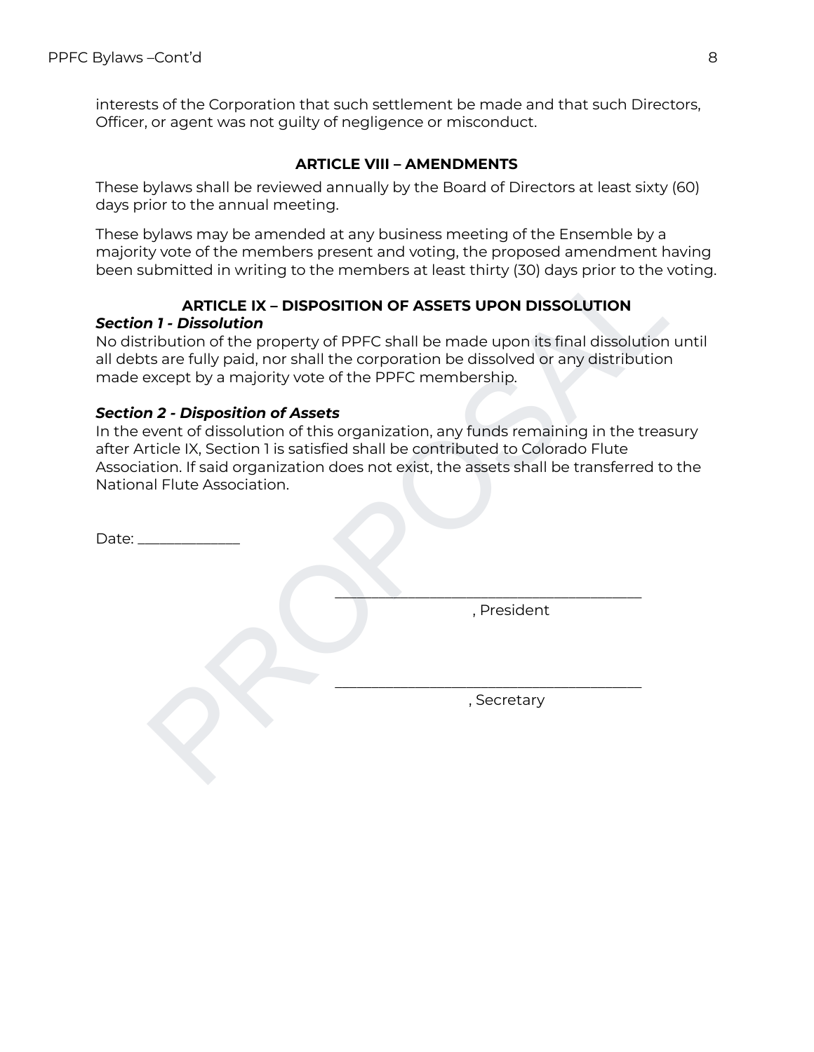interests of the Corporation that such settlement be made and that such Directors, Officer, or agent was not guilty of negligence or misconduct.

## ARTICLE VIII – AMENDMENTS

These bylaws shall be reviewed annually by the Board of Directors at least sixty (60) days prior to the annual meeting.

These bylaws may be amended at any business meeting of the Ensemble by a majority vote of the members present and voting, the proposed amendment having been submitted in writing to the members at least thirty (30) days prior to the voting.

## ARTICLE IX – DISPOSITION OF ASSETS UPON DISSOLUTION

***Section 1 - Dissolution***

No distribution of the property of PPFC shall be made upon its final dissolution until all debts are fully paid, nor shall the corporation be dissolved or any distribution made except by a majority vote of the PPFC membership.

***Section 2 - Disposition of Assets***

In the event of dissolution of this organization, any funds remaining in the treasury after Article IX, Section 1 is satisfied shall be contributed to Colorado Flute Association. If said organization does not exist, the assets shall be transferred to the National Flute Association.

Date: ______________

_________________________________________
, President

_________________________________________
, Secretary